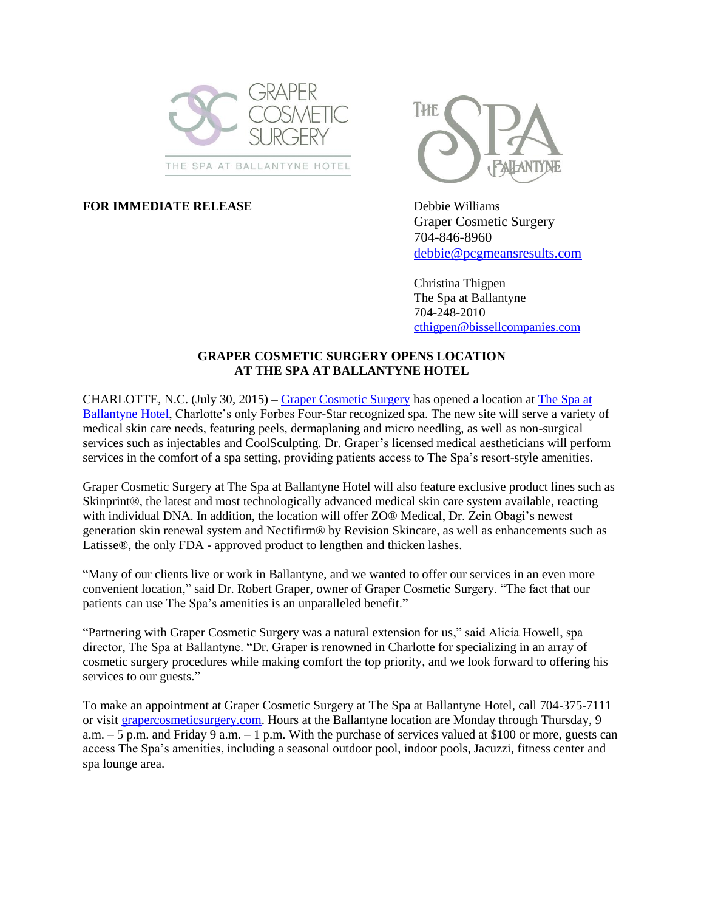GRAPER COSMETIC SURGERY

THE SPA AT BALLANTYNE HOTEL

THE SPA BALLANTYNE

**FOR IMMEDIATE RELEASE**

Debbie Williams
Graper Cosmetic Surgery
704-846-8960
debbie@pcgmeansresults.com

Christina Thigpen
The Spa at Ballantyne
704-248-2010
cthigpen@bissellcompanies.com

**GRAPER COSMETIC SURGERY OPENS LOCATION AT THE SPA AT BALLANTYNE HOTEL**

CHARLOTTE, N.C. (July 30, 2015) – Graper Cosmetic Surgery has opened a location at The Spa at Ballantyne Hotel, Charlotte's only Forbes Four-Star recognized spa. The new site will serve a variety of medical skin care needs, featuring peels, dermaplaning and micro needling, as well as non-surgical services such as injectables and CoolSculpting. Dr. Graper's licensed medical aestheticians will perform services in the comfort of a spa setting, providing patients access to The Spa's resort-style amenities.

Graper Cosmetic Surgery at The Spa at Ballantyne Hotel will also feature exclusive product lines such as Skinprint®, the latest and most technologically advanced medical skin care system available, reacting with individual DNA. In addition, the location will offer ZO® Medical, Dr. Zein Obagi's newest generation skin renewal system and Nectifirm® by Revision Skincare, as well as enhancements such as Latisse®, the only FDA - approved product to lengthen and thicken lashes.

"Many of our clients live or work in Ballantyne, and we wanted to offer our services in an even more convenient location," said Dr. Robert Graper, owner of Graper Cosmetic Surgery. "The fact that our patients can use The Spa's amenities is an unparalleled benefit."

"Partnering with Graper Cosmetic Surgery was a natural extension for us," said Alicia Howell, spa director, The Spa at Ballantyne. "Dr. Graper is renowned in Charlotte for specializing in an array of cosmetic surgery procedures while making comfort the top priority, and we look forward to offering his services to our guests."

To make an appointment at Graper Cosmetic Surgery at The Spa at Ballantyne Hotel, call 704-375-7111 or visit grapercosmeticsurgery.com. Hours at the Ballantyne location are Monday through Thursday, 9 a.m. – 5 p.m. and Friday 9 a.m. – 1 p.m. With the purchase of services valued at $100 or more, guests can access The Spa's amenities, including a seasonal outdoor pool, indoor pools, Jacuzzi, fitness center and spa lounge area.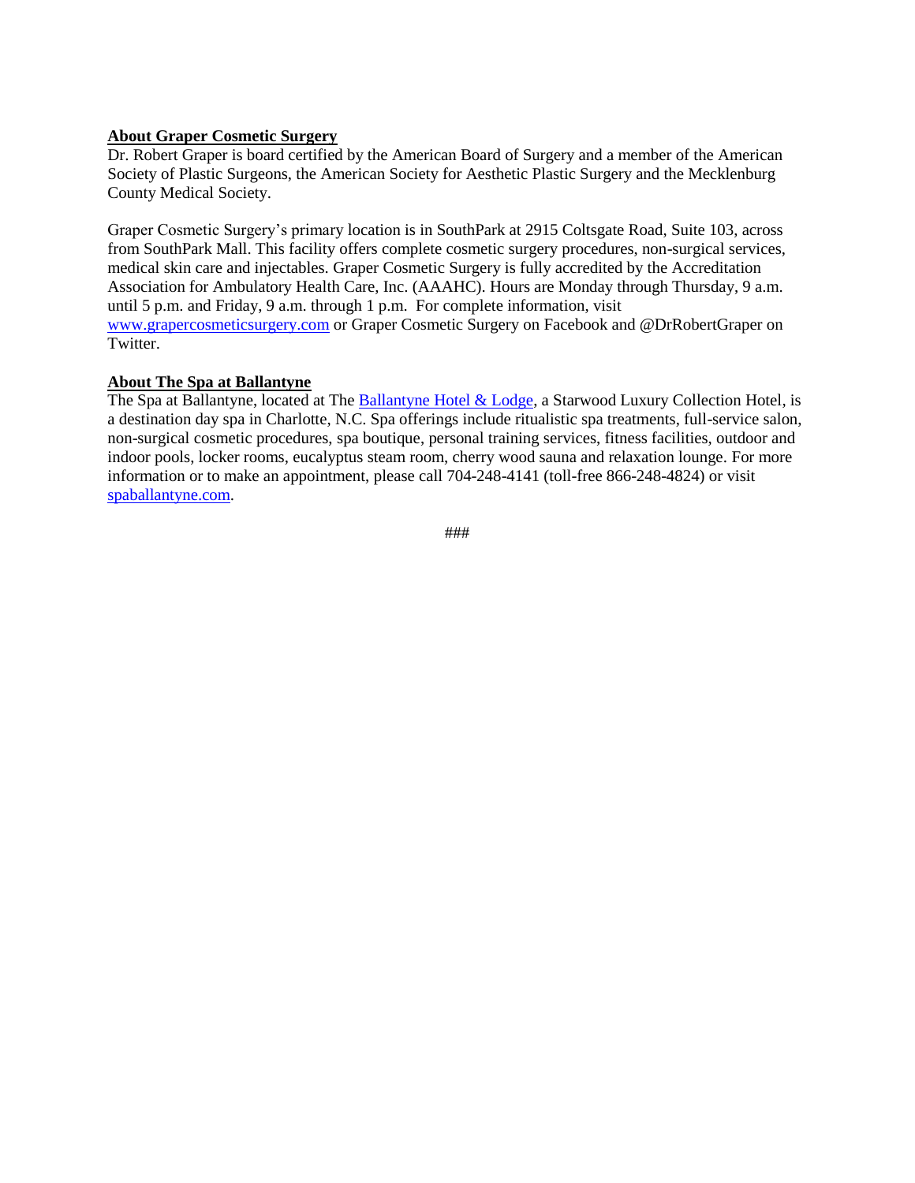**About Graper Cosmetic Surgery**

Dr. Robert Graper is board certified by the American Board of Surgery and a member of the American Society of Plastic Surgeons, the American Society for Aesthetic Plastic Surgery and the Mecklenburg County Medical Society.

Graper Cosmetic Surgery's primary location is in SouthPark at 2915 Coltsgate Road, Suite 103, across from SouthPark Mall. This facility offers complete cosmetic surgery procedures, non-surgical services, medical skin care and injectables. Graper Cosmetic Surgery is fully accredited by the Accreditation Association for Ambulatory Health Care, Inc. (AAAHC). Hours are Monday through Thursday, 9 a.m. until 5 p.m. and Friday, 9 a.m. through 1 p.m. For complete information, visit www.grapercosmeticsurgery.com or Graper Cosmetic Surgery on Facebook and @DrRobertGraper on Twitter.

**About The Spa at Ballantyne**

The Spa at Ballantyne, located at The Ballantyne Hotel & Lodge, a Starwood Luxury Collection Hotel, is a destination day spa in Charlotte, N.C. Spa offerings include ritualistic spa treatments, full-service salon, non-surgical cosmetic procedures, spa boutique, personal training services, fitness facilities, outdoor and indoor pools, locker rooms, eucalyptus steam room, cherry wood sauna and relaxation lounge. For more information or to make an appointment, please call 704-248-4141 (toll-free 866-248-4824) or visit spaballantyne.com.

###